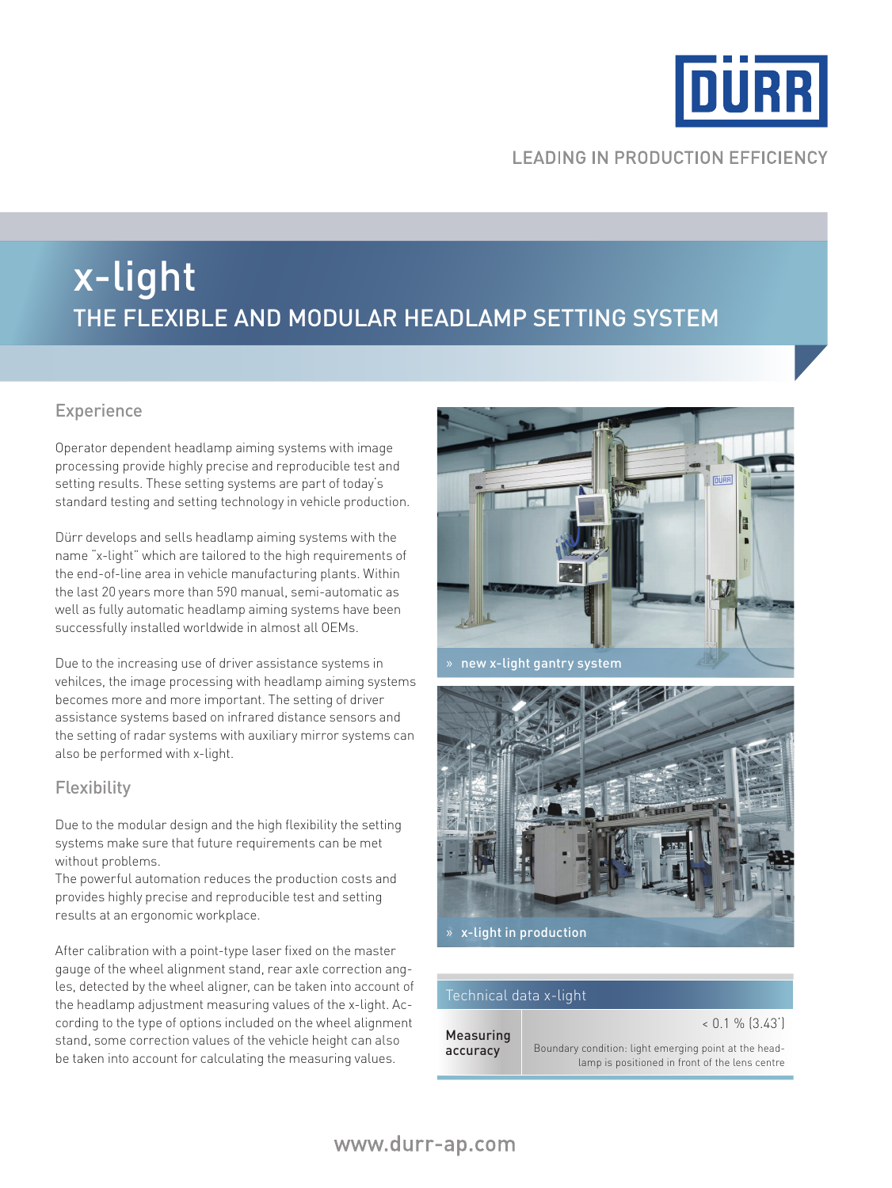LEADING IN PRODUCTION EFFICIENCY

# x-light

## THE FLEXIBLE AND MODULAR HEADLAMP SETTING SYSTEM

### Experience

Operator dependent headlamp aiming systems with image processing provide highly precise and reproducible test and setting results. These setting systems are part of today's standard testing and setting technology in vehicle production.

Dürr develops and sells headlamp aiming systems with the name "x-light" which are tailored to the high requirements of the end-of-line area in vehicle manufacturing plants. Within the last 20 years more than 590 manual, semi-automatic as well as fully automatic headlamp aiming systems have been successfully installed worldwide in almost all OEMs.

Due to the increasing use of driver assistance systems in vehilces, the image processing with headlamp aiming systems becomes more and more important. The setting of driver assistance systems based on infrared distance sensors and the setting of radar systems with auxiliary mirror systems can also be performed with x-light.

### Flexibility

Due to the modular design and the high flexibility the setting systems make sure that future requirements can be met without problems.
The powerful automation reduces the production costs and provides highly precise and reproducible test and setting results at an ergonomic workplace.

After calibration with a point-type laser fixed on the master gauge of the wheel alignment stand, rear axle correction angles, detected by the wheel aligner, can be taken into account of the headlamp adjustment measuring values of the x-light. According to the type of options included on the wheel alignment stand, some correction values of the vehicle height can also be taken into account for calculating the measuring values.

» new x-light gantry system

» x-light in production

| Technical data x-light | |
|---|---|
| **Measuring accuracy** | < 0.1 % (3.43') Boundary condition: light emerging point at the headlamp is positioned in front of the lens centre |

www.durr-ap.com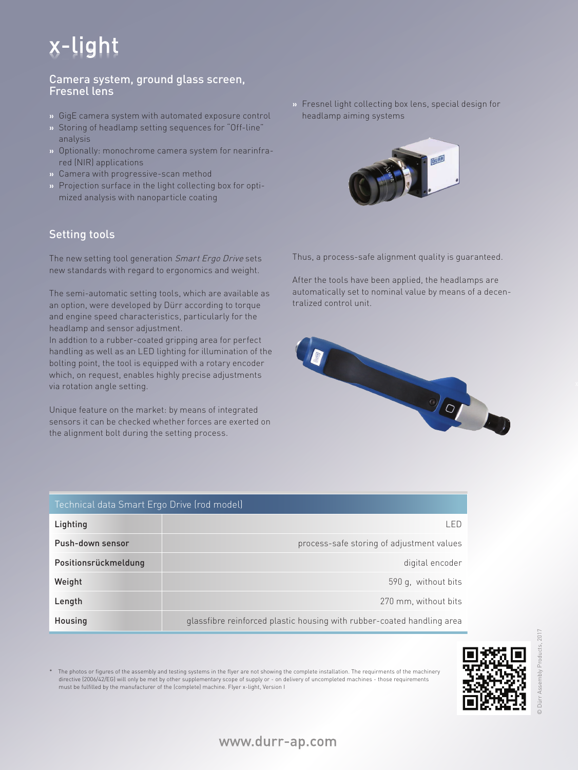# x-light

## Camera system, ground glass screen, Fresnel lens

- GigE camera system with automated exposure control
- Storing of headlamp setting sequences for "Off-line" analysis
- Optionally: monochrome camera system for nearinfra-red (NIR) applications
- Camera with progressive-scan method
- Projection surface in the light collecting box for optimized analysis with nanoparticle coating
- Fresnel light collecting box lens, special design for headlamp aiming systems

## Setting tools

The new setting tool generation *Smart Ergo Drive* sets new standards with regard to ergonomics and weight.

The semi-automatic setting tools, which are available as an option, were developed by Dürr according to torque and engine speed characteristics, particularly for the headlamp and sensor adjustment.
In addtion to a rubber-coated gripping area for perfect handling as well as an LED lighting for illumination of the bolting point, the tool is equipped with a rotary encoder which, on request, enables highly precise adjustments via rotation angle setting.

Unique feature on the market: by means of integrated sensors it can be checked whether forces are exerted on the alignment bolt during the setting process.

Thus, a process-safe alignment quality is guaranteed.

After the tools have been applied, the headlamps are automatically set to nominal value by means of a decentralized control unit.

| Technical data Smart Ergo Drive (rod model) | |
|---|---|
| **Lighting** | LED |
| **Push-down sensor** | process-safe storing of adjustment values |
| **Positionsrückmeldung** | digital encoder |
| **Weight** | 590 g, without bits |
| **Length** | 270 mm, without bits |
| **Housing** | glassfibre reinforced plastic housing with rubber-coated handling area |

\* The photos or figures of the assembly and testing systems in the flyer are not showing the complete installation. The requirments of the machinery directive (2006/42/EG) will only be met by other supplementary scope of supply or - on delivery of uncompleted machines - those requirements must be fulfilled by the manufacturer of the (complete) machine. Flyer x-light, Version I

© Dürr Assembly Products, 2017

www.durr-ap.com